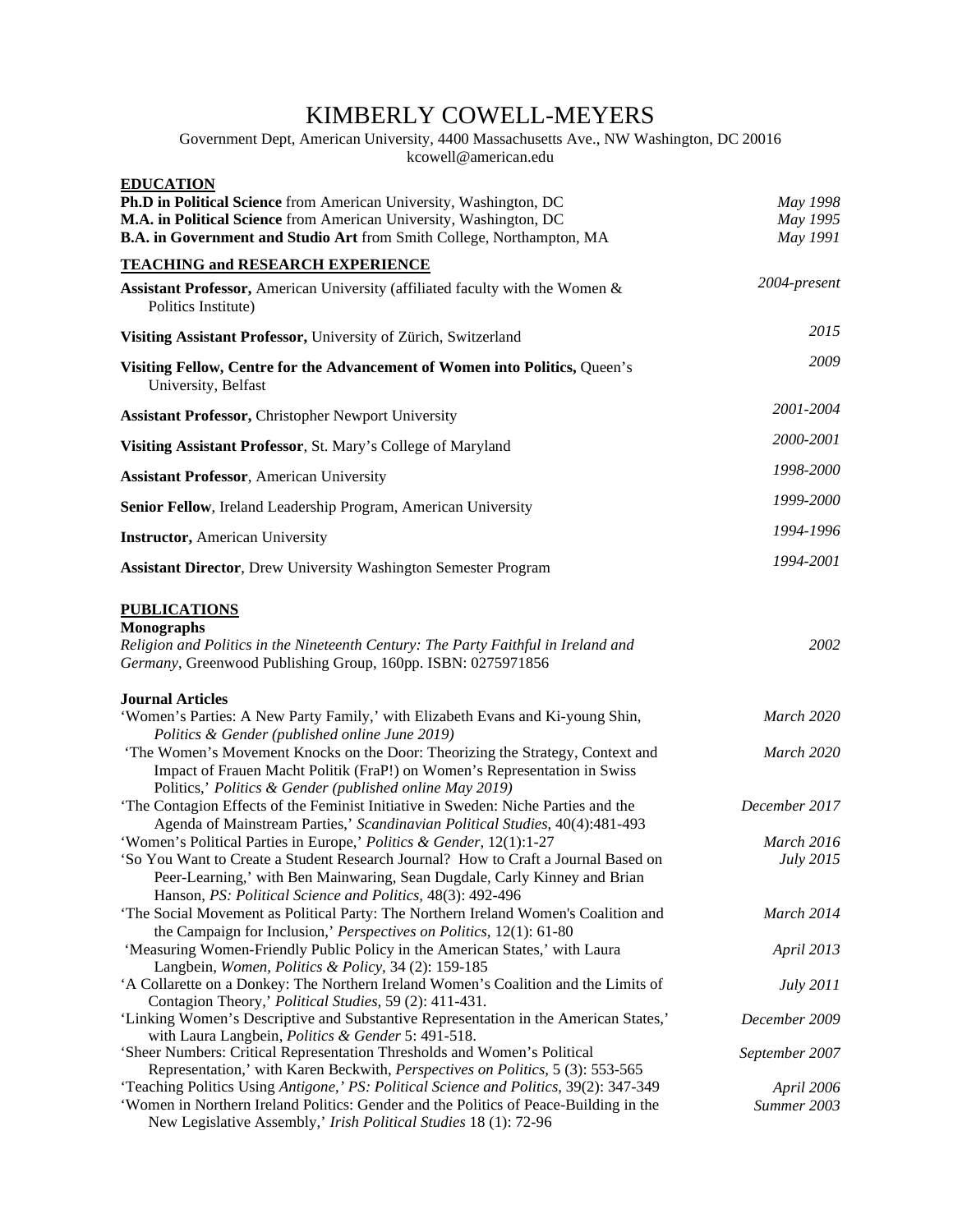# KIMBERLY COWELL-MEYERS

Government Dept, American University, 4400 Massachusetts Ave., NW Washington, DC 20016
kcowell@american.edu

## EDUCATION

**Ph.D in Political Science** from American University, Washington, DC — *May 1998*
**M.A. in Political Science** from American University, Washington, DC — *May 1995*
**B.A. in Government and Studio Art** from Smith College, Northampton, MA — *May 1991*

## TEACHING and RESEARCH EXPERIENCE

**Assistant Professor,** American University (affiliated faculty with the Women & Politics Institute) — *2004-present*

**Visiting Assistant Professor,** University of Zürich, Switzerland — *2015*

**Visiting Fellow, Centre for the Advancement of Women into Politics,** Queen's University, Belfast — *2009*

**Assistant Professor,** Christopher Newport University — *2001-2004*

**Visiting Assistant Professor**, St. Mary's College of Maryland — *2000-2001*

**Assistant Professor**, American University — *1998-2000*

**Senior Fellow**, Ireland Leadership Program, American University — *1999-2000*

**Instructor,** American University — *1994-1996*

**Assistant Director**, Drew University Washington Semester Program — *1994-2001*

## PUBLICATIONS

### Monographs

*Religion and Politics in the Nineteenth Century: The Party Faithful in Ireland and Germany*, Greenwood Publishing Group, 160pp. ISBN: 0275971856 — *2002*

### Journal Articles

'Women's Parties: A New Party Family,' with Elizabeth Evans and Ki-young Shin, *Politics & Gender (published online June 2019)* — *March 2020*

'The Women's Movement Knocks on the Door: Theorizing the Strategy, Context and Impact of Frauen Macht Politik (FraP!) on Women's Representation in Swiss Politics,' *Politics & Gender (published online May 2019)* — *March 2020*

'The Contagion Effects of the Feminist Initiative in Sweden: Niche Parties and the Agenda of Mainstream Parties,' *Scandinavian Political Studies*, 40(4):481-493 — *December 2017*

'Women's Political Parties in Europe,' *Politics & Gender*, 12(1):1-27 — *March 2016*

'So You Want to Create a Student Research Journal? How to Craft a Journal Based on Peer-Learning,' with Ben Mainwaring, Sean Dugdale, Carly Kinney and Brian Hanson, *PS: Political Science and Politics*, 48(3): 492-496 — *July 2015*

'The Social Movement as Political Party: The Northern Ireland Women's Coalition and the Campaign for Inclusion,' *Perspectives on Politics*, 12(1): 61-80 — *March 2014*

'Measuring Women-Friendly Public Policy in the American States,' with Laura Langbein, *Women, Politics & Policy*, 34 (2): 159-185 — *April 2013*

'A Collarette on a Donkey: The Northern Ireland Women's Coalition and the Limits of Contagion Theory,' *Political Studies*, 59 (2): 411-431. — *July 2011*

'Linking Women's Descriptive and Substantive Representation in the American States,' with Laura Langbein, *Politics & Gender* 5: 491-518. — *December 2009*

'Sheer Numbers: Critical Representation Thresholds and Women's Political Representation,' with Karen Beckwith, *Perspectives on Politics*, 5 (3): 553-565 — *September 2007*

'Teaching Politics Using *Antigone*,' *PS: Political Science and Politics*, 39(2): 347-349 — *April 2006*

'Women in Northern Ireland Politics: Gender and the Politics of Peace-Building in the New Legislative Assembly,' *Irish Political Studies* 18 (1): 72-96 — *Summer 2003*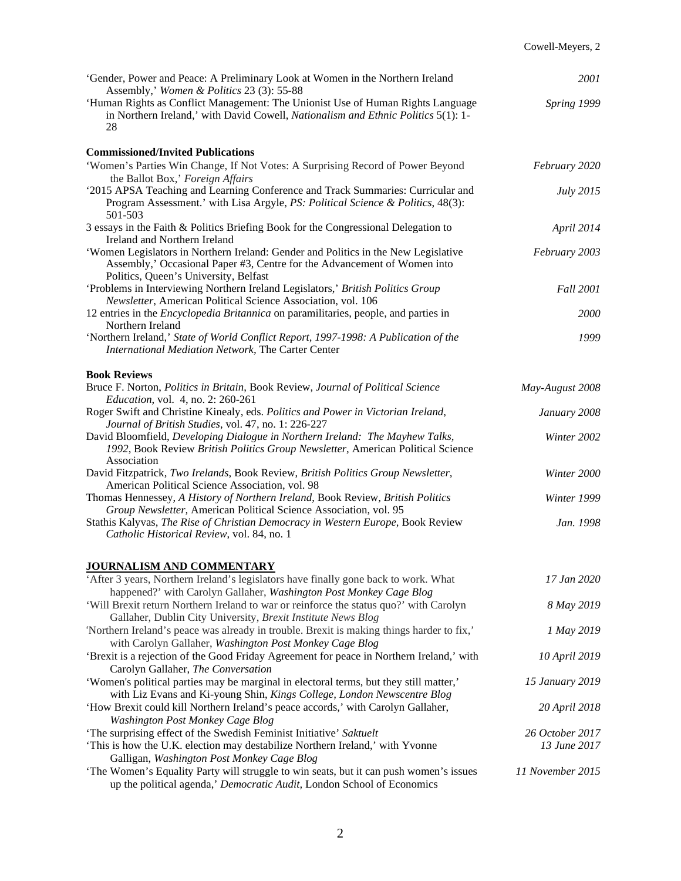'Gender, Power and Peace: A Preliminary Look at Women in the Northern Ireland Assembly,' *Women & Politics* 23 (3): 55-88 — *2001*

'Human Rights as Conflict Management: The Unionist Use of Human Rights Language in Northern Ireland,' with David Cowell, *Nationalism and Ethnic Politics* 5(1): 1-28 — *Spring 1999*

**Commissioned/Invited Publications**

'Women's Parties Win Change, If Not Votes: A Surprising Record of Power Beyond the Ballot Box,' *Foreign Affairs* — *February 2020*

'2015 APSA Teaching and Learning Conference and Track Summaries: Curricular and Program Assessment.' with Lisa Argyle, *PS: Political Science & Politics*, 48(3): 501-503 — *July 2015*

3 essays in the Faith & Politics Briefing Book for the Congressional Delegation to Ireland and Northern Ireland — *April 2014*

'Women Legislators in Northern Ireland: Gender and Politics in the New Legislative Assembly,' Occasional Paper #3, Centre for the Advancement of Women into Politics, Queen's University, Belfast — *February 2003*

'Problems in Interviewing Northern Ireland Legislators,' *British Politics Group Newsletter*, American Political Science Association, vol. 106 — *Fall 2001*

12 entries in the *Encyclopedia Britannica* on paramilitaries, people, and parties in Northern Ireland — *2000*

'Northern Ireland,' *State of World Conflict Report, 1997-1998: A Publication of the International Mediation Network*, The Carter Center — *1999*

**Book Reviews**

Bruce F. Norton, *Politics in Britain*, Book Review, *Journal of Political Science Education*, vol. 4, no. 2: 260-261 — *May-August 2008*

Roger Swift and Christine Kinealy, eds. *Politics and Power in Victorian Ireland*, *Journal of British Studies*, vol. 47, no. 1: 226-227 — *January 2008*

David Bloomfield, *Developing Dialogue in Northern Ireland: The Mayhew Talks, 1992*, Book Review *British Politics Group Newsletter*, American Political Science Association — *Winter 2002*

David Fitzpatrick, *Two Irelands*, Book Review, *British Politics Group Newsletter*, American Political Science Association, vol. 98 — *Winter 2000*

Thomas Hennessey, *A History of Northern Ireland*, Book Review, *British Politics Group Newsletter*, American Political Science Association, vol. 95 — *Winter 1999*

Stathis Kalyvas, *The Rise of Christian Democracy in Western Europe*, Book Review *Catholic Historical Review*, vol. 84, no. 1 — *Jan. 1998*

## JOURNALISM AND COMMENTARY

'After 3 years, Northern Ireland's legislators have finally gone back to work. What happened?' with Carolyn Gallaher, *Washington Post Monkey Cage Blog* — *17 Jan 2020*

'Will Brexit return Northern Ireland to war or reinforce the status quo?' with Carolyn Gallaher, Dublin City University, *Brexit Institute News Blog* — *8 May 2019*

'Northern Ireland's peace was already in trouble. Brexit is making things harder to fix,' with Carolyn Gallaher, *Washington Post Monkey Cage Blog* — *1 May 2019*

'Brexit is a rejection of the Good Friday Agreement for peace in Northern Ireland,' with Carolyn Gallaher, *The Conversation* — *10 April 2019*

'Women's political parties may be marginal in electoral terms, but they still matter,' with Liz Evans and Ki-young Shin, *Kings College, London Newscentre Blog* — *15 January 2019*

'How Brexit could kill Northern Ireland's peace accords,' with Carolyn Gallaher, *Washington Post Monkey Cage Blog* — *20 April 2018*

'The surprising effect of the Swedish Feminist Initiative' *Saktuelt* — *26 October 2017*

'This is how the U.K. election may destabilize Northern Ireland,' with Yvonne Galligan, *Washington Post Monkey Cage Blog* — *13 June 2017*

'The Women's Equality Party will struggle to win seats, but it can push women's issues up the political agenda,' *Democratic Audit*, London School of Economics — *11 November 2015*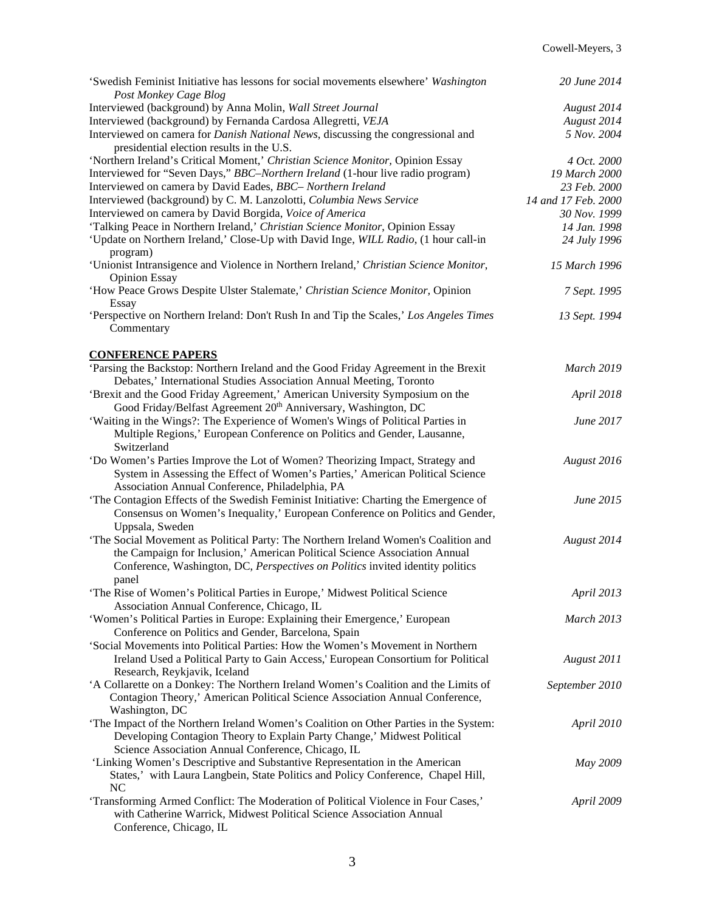'Swedish Feminist Initiative has lessons for social movements elsewhere' *Washington Post Monkey Cage Blog* — *20 June 2014*

Interviewed (background) by Anna Molin, *Wall Street Journal* — *August 2014*

Interviewed (background) by Fernanda Cardosa Allegretti, *VEJA* — *August 2014*

Interviewed on camera for *Danish National News*, discussing the congressional and presidential election results in the U.S. — *5 Nov. 2004*

'Northern Ireland's Critical Moment,' *Christian Science Monitor*, Opinion Essay — *4 Oct. 2000*

Interviewed for "Seven Days," *BBC–Northern Ireland* (1-hour live radio program) — *19 March 2000*

Interviewed on camera by David Eades, *BBC– Northern Ireland* — *23 Feb. 2000*

Interviewed (background) by C. M. Lanzolotti, *Columbia News Service* — *14 and 17 Feb. 2000*

Interviewed on camera by David Borgida, *Voice of America* — *30 Nov. 1999*

'Talking Peace in Northern Ireland,' *Christian Science Monitor*, Opinion Essay — *14 Jan. 1998*

'Update on Northern Ireland,' Close-Up with David Inge, *WILL Radio*, (1 hour call-in program) — *24 July 1996*

'Unionist Intransigence and Violence in Northern Ireland,' *Christian Science Monitor*, Opinion Essay — *15 March 1996*

'How Peace Grows Despite Ulster Stalemate,' *Christian Science Monitor*, Opinion Essay — *7 Sept. 1995*

'Perspective on Northern Ireland: Don't Rush In and Tip the Scales,' *Los Angeles Times* Commentary — *13 Sept. 1994*

## CONFERENCE PAPERS

'Parsing the Backstop: Northern Ireland and the Good Friday Agreement in the Brexit Debates,' International Studies Association Annual Meeting, Toronto — *March 2019*

'Brexit and the Good Friday Agreement,' American University Symposium on the Good Friday/Belfast Agreement 20th Anniversary, Washington, DC — *April 2018*

'Waiting in the Wings?: The Experience of Women's Wings of Political Parties in Multiple Regions,' European Conference on Politics and Gender, Lausanne, Switzerland — *June 2017*

'Do Women's Parties Improve the Lot of Women? Theorizing Impact, Strategy and System in Assessing the Effect of Women's Parties,' American Political Science Association Annual Conference, Philadelphia, PA — *August 2016*

'The Contagion Effects of the Swedish Feminist Initiative: Charting the Emergence of Consensus on Women's Inequality,' European Conference on Politics and Gender, Uppsala, Sweden — *June 2015*

'The Social Movement as Political Party: The Northern Ireland Women's Coalition and the Campaign for Inclusion,' American Political Science Association Annual Conference, Washington, DC, *Perspectives on Politics* invited identity politics panel — *August 2014*

'The Rise of Women's Political Parties in Europe,' Midwest Political Science Association Annual Conference, Chicago, IL — *April 2013*

'Women's Political Parties in Europe: Explaining their Emergence,' European Conference on Politics and Gender, Barcelona, Spain — *March 2013*

'Social Movements into Political Parties: How the Women's Movement in Northern Ireland Used a Political Party to Gain Access,' European Consortium for Political Research, Reykjavik, Iceland — *August 2011*

'A Collarette on a Donkey: The Northern Ireland Women's Coalition and the Limits of Contagion Theory,' American Political Science Association Annual Conference, Washington, DC — *September 2010*

'The Impact of the Northern Ireland Women's Coalition on Other Parties in the System: Developing Contagion Theory to Explain Party Change,' Midwest Political Science Association Annual Conference, Chicago, IL — *April 2010*

'Linking Women's Descriptive and Substantive Representation in the American States,' with Laura Langbein, State Politics and Policy Conference, Chapel Hill, NC — *May 2009*

'Transforming Armed Conflict: The Moderation of Political Violence in Four Cases,' with Catherine Warrick, Midwest Political Science Association Annual Conference, Chicago, IL — *April 2009*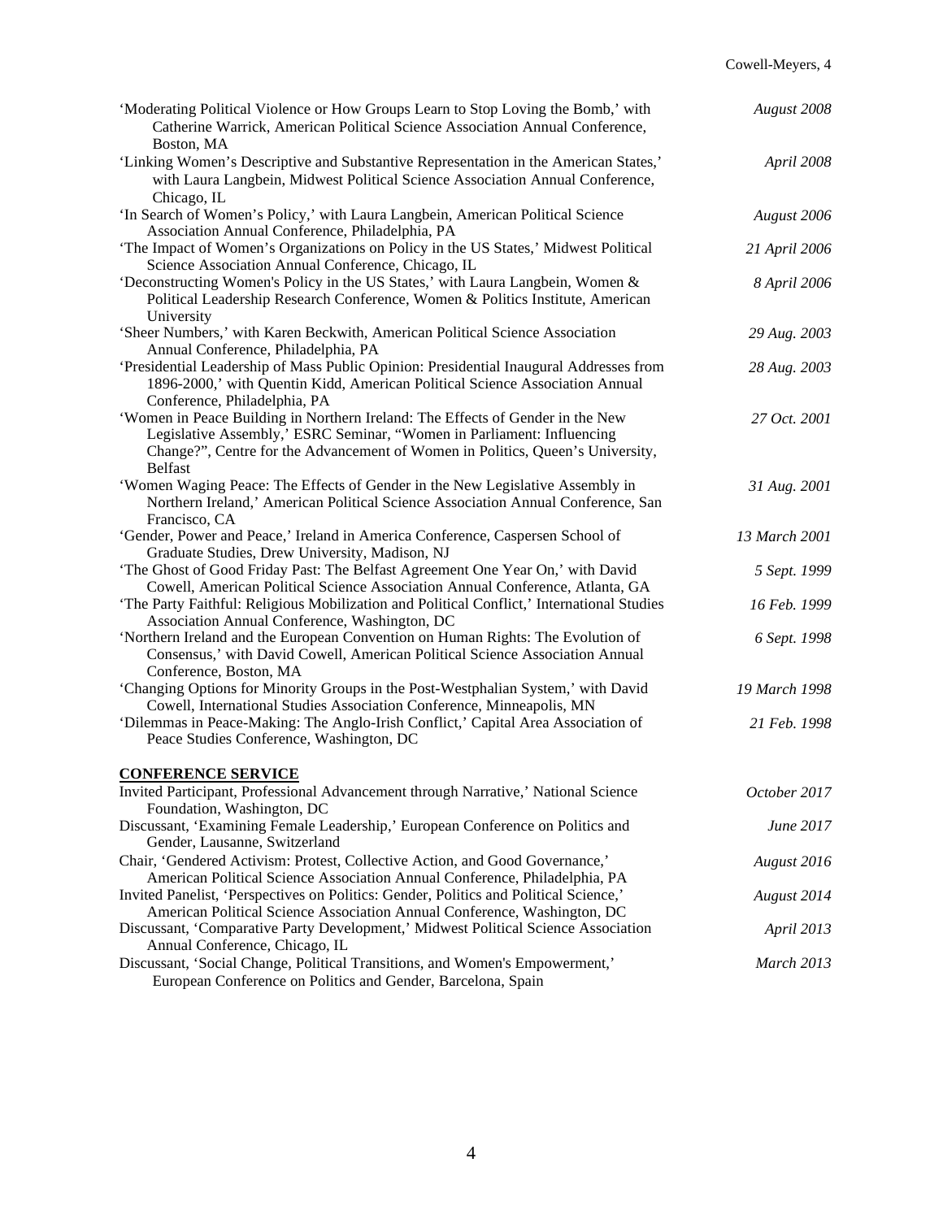'Moderating Political Violence or How Groups Learn to Stop Loving the Bomb,' with Catherine Warrick, American Political Science Association Annual Conference, Boston, MA — *August 2008*

'Linking Women's Descriptive and Substantive Representation in the American States,' with Laura Langbein, Midwest Political Science Association Annual Conference, Chicago, IL — *April 2008*

'In Search of Women's Policy,' with Laura Langbein, American Political Science Association Annual Conference, Philadelphia, PA — *August 2006*

'The Impact of Women's Organizations on Policy in the US States,' Midwest Political Science Association Annual Conference, Chicago, IL — *21 April 2006*

'Deconstructing Women's Policy in the US States,' with Laura Langbein, Women & Political Leadership Research Conference, Women & Politics Institute, American University — *8 April 2006*

'Sheer Numbers,' with Karen Beckwith, American Political Science Association Annual Conference, Philadelphia, PA — *29 Aug. 2003*

'Presidential Leadership of Mass Public Opinion: Presidential Inaugural Addresses from 1896-2000,' with Quentin Kidd, American Political Science Association Annual Conference, Philadelphia, PA — *28 Aug. 2003*

'Women in Peace Building in Northern Ireland: The Effects of Gender in the New Legislative Assembly,' ESRC Seminar, "Women in Parliament: Influencing Change?", Centre for the Advancement of Women in Politics, Queen's University, Belfast — *27 Oct. 2001*

'Women Waging Peace: The Effects of Gender in the New Legislative Assembly in Northern Ireland,' American Political Science Association Annual Conference, San Francisco, CA — *31 Aug. 2001*

'Gender, Power and Peace,' Ireland in America Conference, Caspersen School of Graduate Studies, Drew University, Madison, NJ — *13 March 2001*

'The Ghost of Good Friday Past: The Belfast Agreement One Year On,' with David Cowell, American Political Science Association Annual Conference, Atlanta, GA — *5 Sept. 1999*

'The Party Faithful: Religious Mobilization and Political Conflict,' International Studies Association Annual Conference, Washington, DC — *16 Feb. 1999*

'Northern Ireland and the European Convention on Human Rights: The Evolution of Consensus,' with David Cowell, American Political Science Association Annual Conference, Boston, MA — *6 Sept. 1998*

'Changing Options for Minority Groups in the Post-Westphalian System,' with David Cowell, International Studies Association Conference, Minneapolis, MN — *19 March 1998*

'Dilemmas in Peace-Making: The Anglo-Irish Conflict,' Capital Area Association of Peace Studies Conference, Washington, DC — *21 Feb. 1998*

## CONFERENCE SERVICE

Invited Participant, Professional Advancement through Narrative,' National Science Foundation, Washington, DC — *October 2017*

Discussant, 'Examining Female Leadership,' European Conference on Politics and Gender, Lausanne, Switzerland — *June 2017*

Chair, 'Gendered Activism: Protest, Collective Action, and Good Governance,' American Political Science Association Annual Conference, Philadelphia, PA — *August 2016*

Invited Panelist, 'Perspectives on Politics: Gender, Politics and Political Science,' American Political Science Association Annual Conference, Washington, DC — *August 2014*

Discussant, 'Comparative Party Development,' Midwest Political Science Association Annual Conference, Chicago, IL — *April 2013*

Discussant, 'Social Change, Political Transitions, and Women's Empowerment,' European Conference on Politics and Gender, Barcelona, Spain — *March 2013*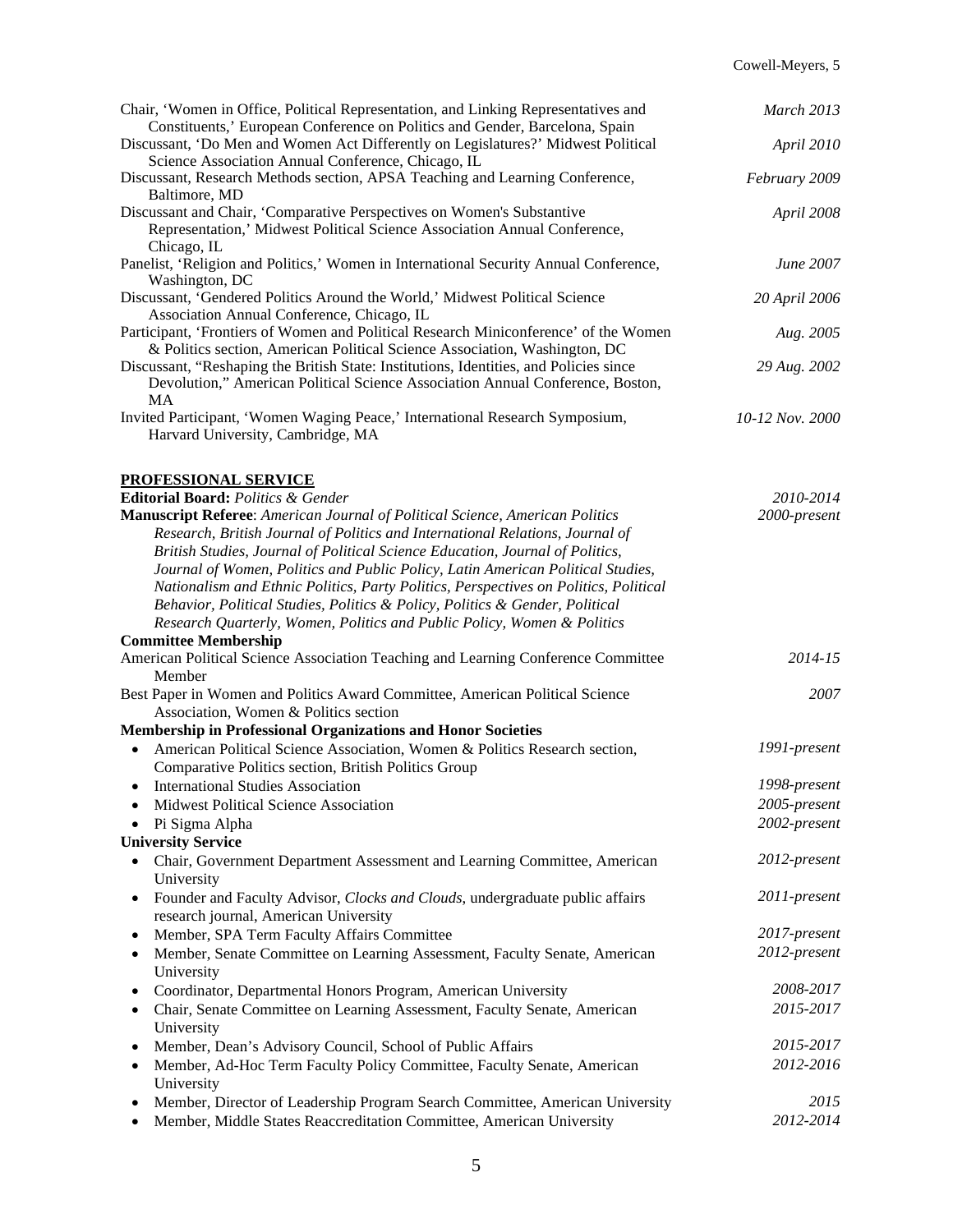Chair, 'Women in Office, Political Representation, and Linking Representatives and Constituents,' European Conference on Politics and Gender, Barcelona, Spain — *March 2013*

Discussant, 'Do Men and Women Act Differently on Legislatures?' Midwest Political Science Association Annual Conference, Chicago, IL — *April 2010*

Discussant, Research Methods section, APSA Teaching and Learning Conference, Baltimore, MD — *February 2009*

Discussant and Chair, 'Comparative Perspectives on Women's Substantive Representation,' Midwest Political Science Association Annual Conference, Chicago, IL — *April 2008*

Panelist, 'Religion and Politics,' Women in International Security Annual Conference, Washington, DC — *June 2007*

Discussant, 'Gendered Politics Around the World,' Midwest Political Science Association Annual Conference, Chicago, IL — *20 April 2006*

Participant, 'Frontiers of Women and Political Research Miniconference' of the Women & Politics section, American Political Science Association, Washington, DC — *Aug. 2005*

Discussant, "Reshaping the British State: Institutions, Identities, and Policies since Devolution," American Political Science Association Annual Conference, Boston, MA — *29 Aug. 2002*

Invited Participant, 'Women Waging Peace,' International Research Symposium, Harvard University, Cambridge, MA — *10-12 Nov. 2000*

## PROFESSIONAL SERVICE

**Editorial Board:** *Politics & Gender* — *2010-2014*

**Manuscript Referee**: *American Journal of Political Science, American Politics Research, British Journal of Politics and International Relations, Journal of British Studies, Journal of Political Science Education, Journal of Politics, Journal of Women, Politics and Public Policy, Latin American Political Studies, Nationalism and Ethnic Politics, Party Politics, Perspectives on Politics, Political Behavior, Political Studies, Politics & Policy, Politics & Gender, Political Research Quarterly, Women, Politics and Public Policy, Women & Politics* — *2000-present*

**Committee Membership**

American Political Science Association Teaching and Learning Conference Committee Member — *2014-15*

Best Paper in Women and Politics Award Committee, American Political Science Association, Women & Politics section — *2007*

**Membership in Professional Organizations and Honor Societies**

- American Political Science Association, Women & Politics Research section, Comparative Politics section, British Politics Group — *1991-present*
- International Studies Association — *1998-present*
- Midwest Political Science Association — *2005-present*
- Pi Sigma Alpha — *2002-present*

**University Service**

- Chair, Government Department Assessment and Learning Committee, American University — *2012-present*
- Founder and Faculty Advisor, *Clocks and Clouds*, undergraduate public affairs research journal, American University — *2011-present*
- Member, SPA Term Faculty Affairs Committee — *2017-present*
- Member, Senate Committee on Learning Assessment, Faculty Senate, American University — *2012-present*
- Coordinator, Departmental Honors Program, American University — *2008-2017*
- Chair, Senate Committee on Learning Assessment, Faculty Senate, American University — *2015-2017*
- Member, Dean's Advisory Council, School of Public Affairs — *2015-2017*
- Member, Ad-Hoc Term Faculty Policy Committee, Faculty Senate, American University — *2012-2016*
- Member, Director of Leadership Program Search Committee, American University — *2015*
- Member, Middle States Reaccreditation Committee, American University — *2012-2014*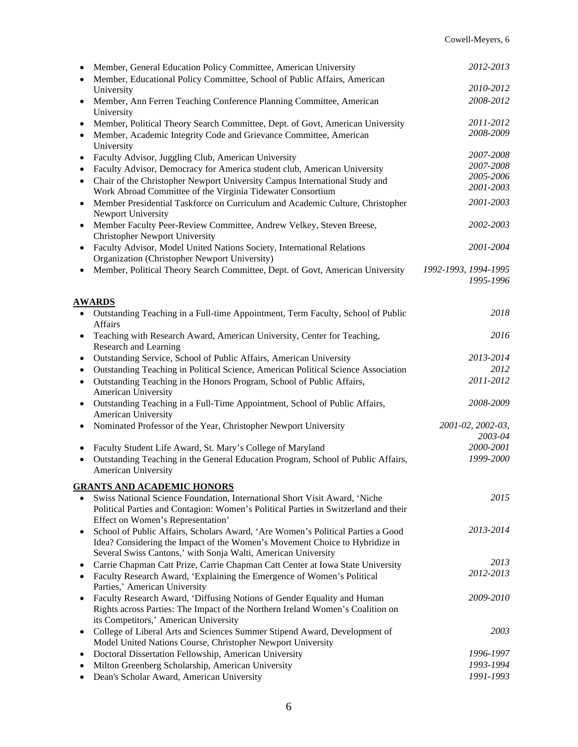- Member, General Education Policy Committee, American University *2012-2013*
- Member, Educational Policy Committee, School of Public Affairs, American University *2010-2012*
- Member, Ann Ferren Teaching Conference Planning Committee, American University *2008-2012*
- Member, Political Theory Search Committee, Dept. of Govt, American University *2011-2012*
- Member, Academic Integrity Code and Grievance Committee, American University *2008-2009*
- Faculty Advisor, Juggling Club, American University *2007-2008*
- Faculty Advisor, Democracy for America student club, American University *2007-2008*
- Chair of the Christopher Newport University Campus International Study and Work Abroad Committee of the Virginia Tidewater Consortium *2005-2006* *2001-2003*
- Member Presidential Taskforce on Curriculum and Academic Culture, Christopher Newport University *2001-2003*
- Member Faculty Peer-Review Committee, Andrew Velkey, Steven Breese, Christopher Newport University *2002-2003*
- Faculty Advisor, Model United Nations Society, International Relations Organization (Christopher Newport University) *2001-2004*
- Member, Political Theory Search Committee, Dept. of Govt, American University *1992-1993, 1994-1995 1995-1996*

## AWARDS

- Outstanding Teaching in a Full-time Appointment, Term Faculty, School of Public Affairs *2018*
- Teaching with Research Award, American University, Center for Teaching, Research and Learning *2016*
- Outstanding Service, School of Public Affairs, American University *2013-2014*
- Outstanding Teaching in Political Science, American Political Science Association *2012*
- Outstanding Teaching in the Honors Program, School of Public Affairs, American University *2011-2012*
- Outstanding Teaching in a Full-Time Appointment, School of Public Affairs, American University *2008-2009*
- Nominated Professor of the Year, Christopher Newport University *2001-02, 2002-03, 2003-04*
- Faculty Student Life Award, St. Mary's College of Maryland *2000-2001*
- Outstanding Teaching in the General Education Program, School of Public Affairs, American University *1999-2000*

## GRANTS AND ACADEMIC HONORS

- Swiss National Science Foundation, International Short Visit Award, 'Niche Political Parties and Contagion: Women's Political Parties in Switzerland and their Effect on Women's Representation' *2015*
- School of Public Affairs, Scholars Award, 'Are Women's Political Parties a Good Idea? Considering the Impact of the Women's Movement Choice to Hybridize in Several Swiss Cantons,' with Sonja Walti, American University *2013-2014*
- Carrie Chapman Catt Prize, Carrie Chapman Catt Center at Iowa State University *2013*
- Faculty Research Award, 'Explaining the Emergence of Women's Political Parties,' American University *2012-2013*
- Faculty Research Award, 'Diffusing Notions of Gender Equality and Human Rights across Parties: The Impact of the Northern Ireland Women's Coalition on its Competitors,' American University *2009-2010*
- College of Liberal Arts and Sciences Summer Stipend Award, Development of Model United Nations Course, Christopher Newport University *2003*
- Doctoral Dissertation Fellowship, American University *1996-1997*
- Milton Greenberg Scholarship, American University *1993-1994*
- Dean's Scholar Award, American University *1991-1993*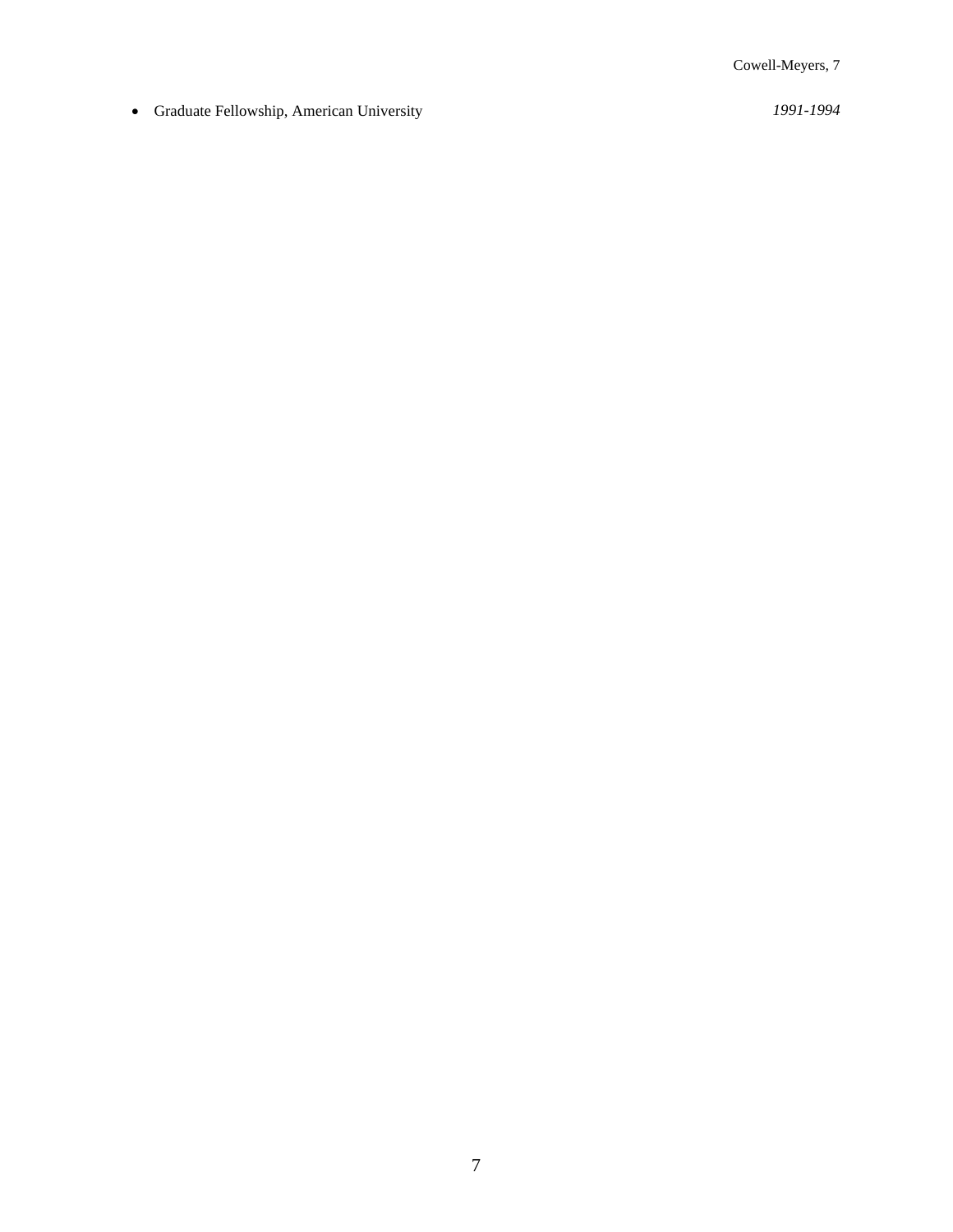- Graduate Fellowship, American University *1991-1994*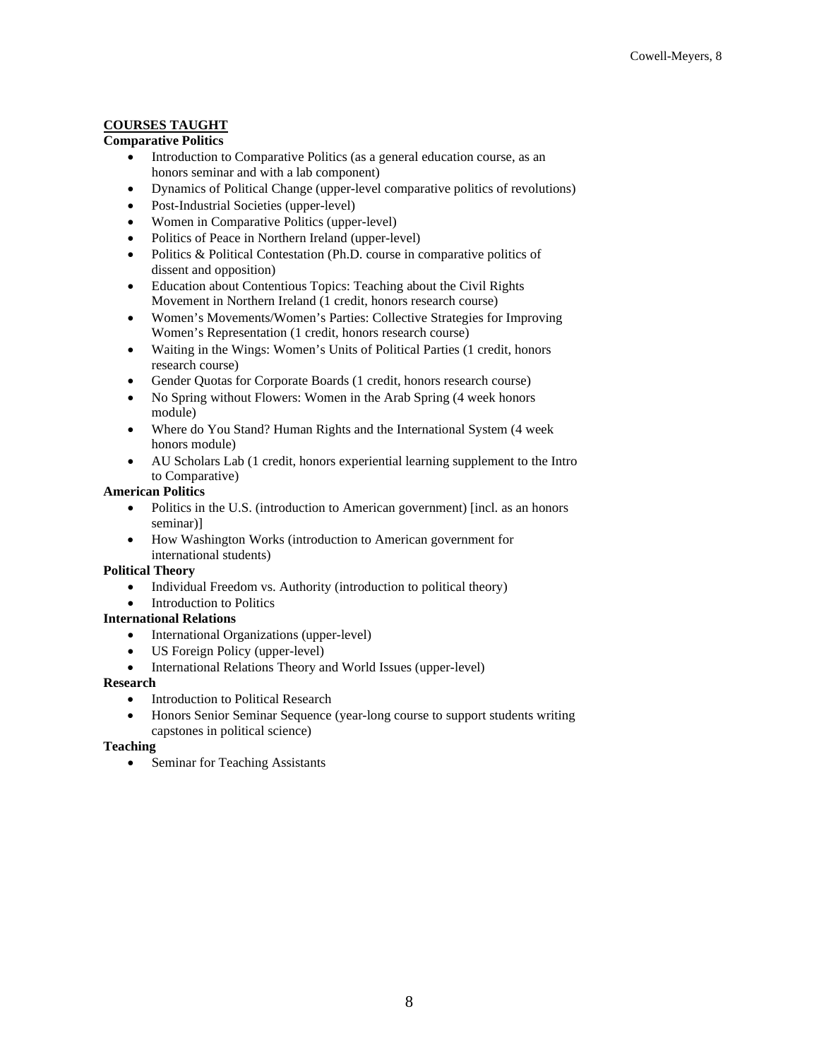## COURSES TAUGHT

**Comparative Politics**

- Introduction to Comparative Politics (as a general education course, as an honors seminar and with a lab component)
- Dynamics of Political Change (upper-level comparative politics of revolutions)
- Post-Industrial Societies (upper-level)
- Women in Comparative Politics (upper-level)
- Politics of Peace in Northern Ireland (upper-level)
- Politics & Political Contestation (Ph.D. course in comparative politics of dissent and opposition)
- Education about Contentious Topics: Teaching about the Civil Rights Movement in Northern Ireland (1 credit, honors research course)
- Women's Movements/Women's Parties: Collective Strategies for Improving Women's Representation (1 credit, honors research course)
- Waiting in the Wings: Women's Units of Political Parties (1 credit, honors research course)
- Gender Quotas for Corporate Boards (1 credit, honors research course)
- No Spring without Flowers: Women in the Arab Spring (4 week honors module)
- Where do You Stand? Human Rights and the International System (4 week honors module)
- AU Scholars Lab (1 credit, honors experiential learning supplement to the Intro to Comparative)

**American Politics**

- Politics in the U.S. (introduction to American government) [incl. as an honors seminar)]
- How Washington Works (introduction to American government for international students)

**Political Theory**

- Individual Freedom vs. Authority (introduction to political theory)
- Introduction to Politics

**International Relations**

- International Organizations (upper-level)
- US Foreign Policy (upper-level)
- International Relations Theory and World Issues (upper-level)

**Research**

- Introduction to Political Research
- Honors Senior Seminar Sequence (year-long course to support students writing capstones in political science)

**Teaching**

- Seminar for Teaching Assistants